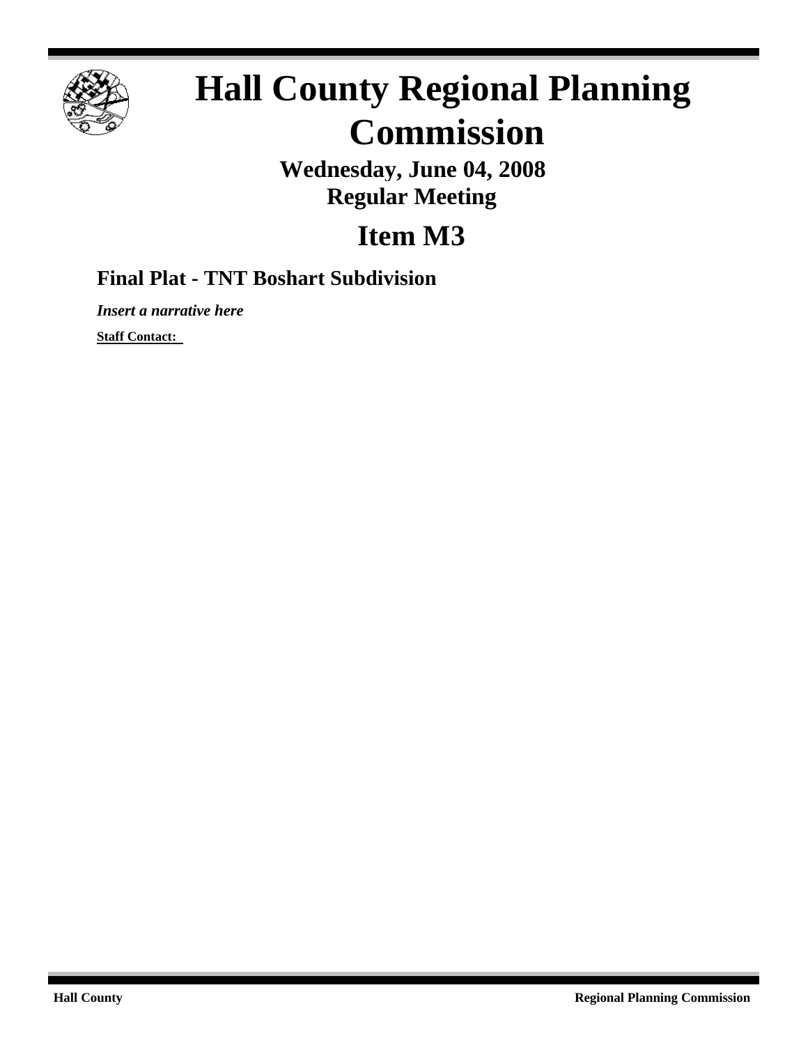# Hall County Regional Planning Commission

**Wednesday, June 04, 2008**
**Regular Meeting**

## Item M3

### Final Plat - TNT Boshart Subdivision

***Insert a narrative here***

**Staff Contact:**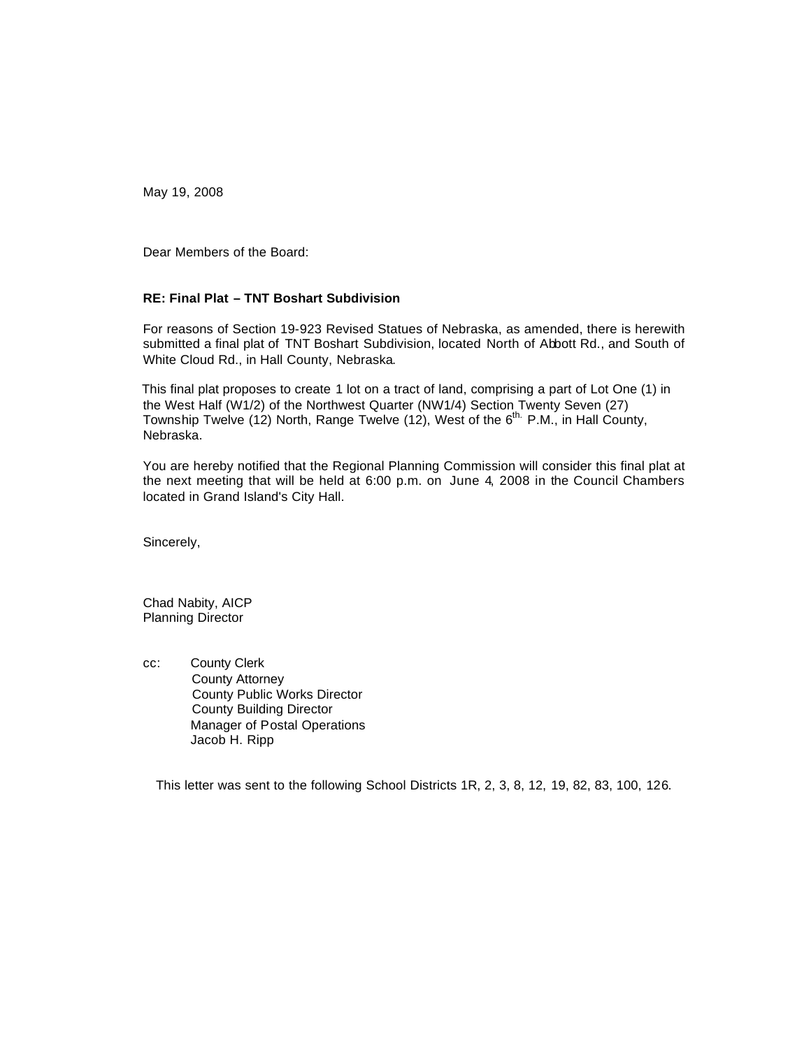May 19, 2008

Dear Members of the Board:

**RE: Final Plat – TNT Boshart Subdivision**

For reasons of Section 19-923 Revised Statues of Nebraska, as amended, there is herewith submitted a final plat of TNT Boshart Subdivision, located North of Abbott Rd., and South of White Cloud Rd., in Hall County, Nebraska.

This final plat proposes to create 1 lot on a tract of land, comprising a part of Lot One (1) in the West Half (W1/2) of the Northwest Quarter (NW1/4) Section Twenty Seven (27) Township Twelve (12) North, Range Twelve (12), West of the 6th. P.M., in Hall County, Nebraska.

You are hereby notified that the Regional Planning Commission will consider this final plat at the next meeting that will be held at 6:00 p.m. on June 4, 2008 in the Council Chambers located in Grand Island's City Hall.

Sincerely,

Chad Nabity, AICP
Planning Director

cc: County Clerk
County Attorney
County Public Works Director
County Building Director
Manager of Postal Operations
Jacob H. Ripp

This letter was sent to the following School Districts 1R, 2, 3, 8, 12, 19, 82, 83, 100, 126.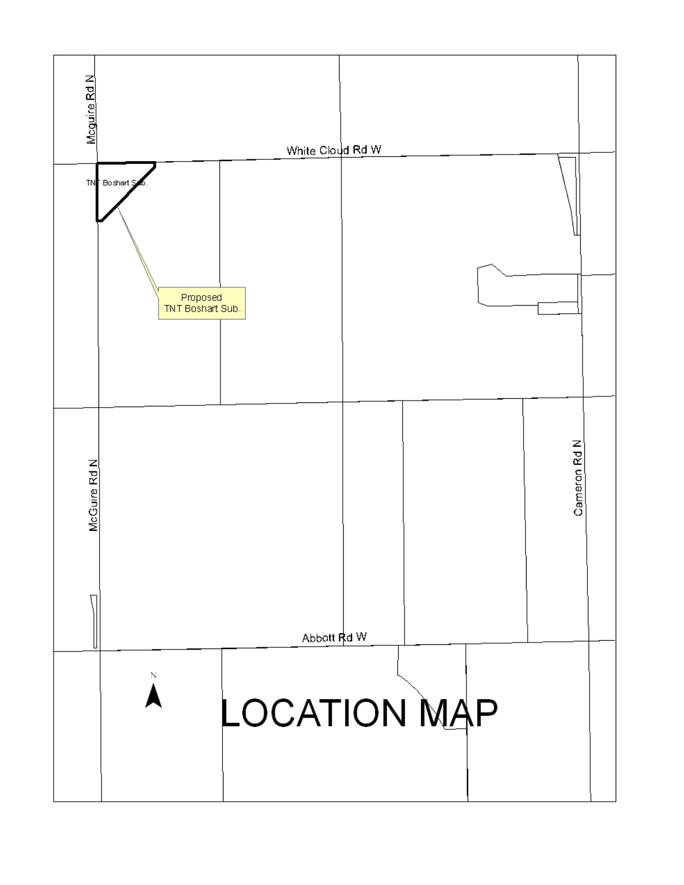# LOCATION MAP

Mcguire Rd N

White Cloud Rd W

TNT Boshart Sub.

Proposed
TNT Boshart Sub.

McGuire Rd N

Cameron Rd N

Abbott Rd W

N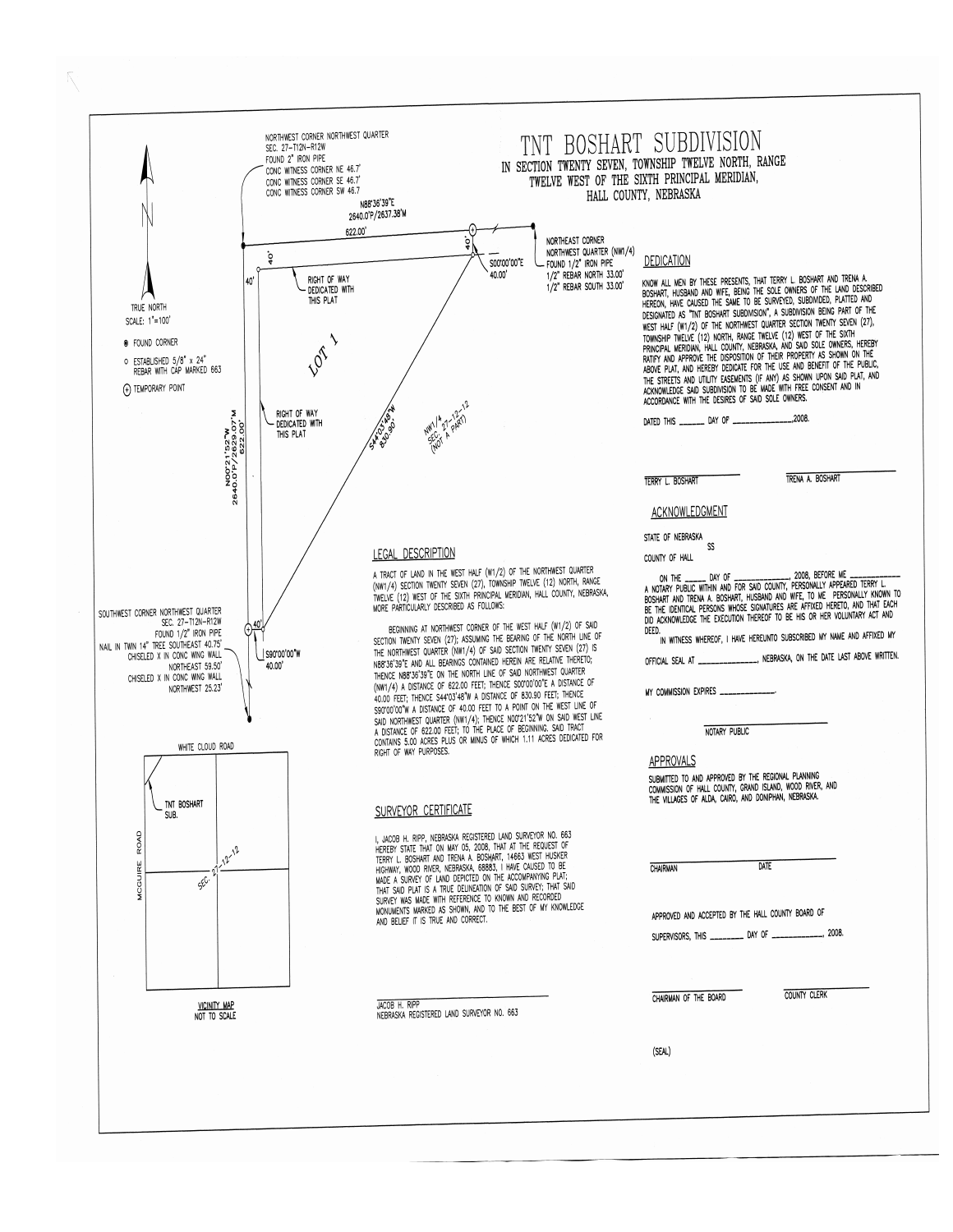# TNT BOSHART SUBDIVISION

## IN SECTION TWENTY SEVEN, TOWNSHIP TWELVE NORTH, RANGE TWELVE WEST OF THE SIXTH PRINCIPAL MERIDIAN, HALL COUNTY, NEBRASKA

NORTHWEST CORNER NORTHWEST QUARTER
SEC. 27-T12N-R12W
FOUND 2" IRON PIPE
CONC WITNESS CORNER NE 46.7'
CONC WITNESS CORNER SE 46.7'
CONC WITNESS CORNER SW 46.7'

N88°36'39"E
2640.0'P/2637.38'M

622.00'

40'

40'

NORTHEAST CORNER
NORTHWEST QUARTER (NW1/4)
FOUND 1/2" IRON PIPE
1/2" REBAR NORTH 33.00'
1/2" REBAR SOUTH 33.00'

S00°00'00"E
40.00'

RIGHT OF WAY
DEDICATED WITH
THIS PLAT

LOT 1

RIGHT OF WAY
DEDICATED WITH
THIS PLAT

S44°03'48"W
830.90'

NW1/4
SEC. 27-12-12
(NOT A PART)

N00°21'52"W
2640.0'P/2629.07'M
622.00'

N

TRUE NORTH
SCALE: 1"=100'

● FOUND CORNER

○ ESTABLISHED 5/8" x 24" REBAR WITH CAP MARKED 663

⊕ TEMPORARY POINT

SOUTHWEST CORNER NORTHWEST QUARTER
SEC. 27-T12N-R12W
FOUND 1/2" IRON PIPE
NAIL IN TWIN 14" TREE SOUTHEAST 40.75'
CHISELED X IN CONC WING WALL
NORTHEAST 59.50'
CHISELED X IN CONC WING WALL
NORTHWEST 25.23'

40'

S90°00'00"W
40.00'

WHITE CLOUD ROAD

MCGUIRE ROAD

TNT BOSHART SUB.

SEC. 27-12-12

VICINITY MAP
NOT TO SCALE

## LEGAL DESCRIPTION

A TRACT OF LAND IN THE WEST HALF (W1/2) OF THE NORTHWEST QUARTER (NW1/4) SECTION TWENTY SEVEN (27), TOWNSHIP TWELVE (12) NORTH, RANGE TWELVE (12) WEST OF THE SIXTH PRINCIPAL MERIDIAN, HALL COUNTY, NEBRASKA, MORE PARTICULARLY DESCRIBED AS FOLLOWS:

BEGINNING AT NORTHWEST CORNER OF THE WEST HALF (W1/2) OF SAID SECTION TWENTY SEVEN (27); ASSUMING THE BEARING OF THE NORTH LINE OF THE NORTHWEST QUARTER (NW1/4) OF SAID SECTION TWENTY SEVEN (27) IS N88°36'39"E AND ALL BEARINGS CONTAINED HEREIN ARE RELATIVE THERETO; THENCE N88°36'39"E ON THE NORTH LINE OF SAID NORTHWEST QUARTER (NW1/4) A DISTANCE OF 622.00 FEET; THENCE S00°00'00"E A DISTANCE OF 40.00 FEET; THENCE S44°03'48"W A DISTANCE OF 830.90 FEET; THENCE S90°00'00"W A DISTANCE OF 40.00 FEET TO A POINT ON THE WEST LINE OF SAID NORTHWEST QUARTER (NW1/4); THENCE N00°21'52"W ON SAID WEST LINE A DISTANCE OF 622.00 FEET; TO THE PLACE OF BEGINNING. SAID TRACT CONTAINS 5.00 ACRES PLUS OR MINUS OF WHICH 1.11 ACRES DEDICATED FOR RIGHT OF WAY PURPOSES.

## SURVEYOR CERTIFICATE

I, JACOB H. RIPP, NEBRASKA REGISTERED LAND SURVEYOR NO. 663 HEREBY STATE THAT ON MAY 05, 2008, THAT AT THE REQUEST OF TERRY L. BOSHART AND TRENA A. BOSHART, 14663 WEST HUSKER HIGHWAY, WOOD RIVER, NEBRASKA, 68883, I HAVE CAUSED TO BE MADE A SURVEY OF LAND DEPICTED ON THE ACCOMPANYING PLAT; THAT SAID PLAT IS A TRUE DELINEATION OF SAID SURVEY; THAT SAID SURVEY WAS MADE WITH REFERENCE TO KNOWN AND RECORDED MONUMENTS MARKED AS SHOWN, AND TO THE BEST OF MY KNOWLEDGE AND BELIEF IT IS TRUE AND CORRECT.

JACOB H. RIPP
NEBRASKA REGISTERED LAND SURVEYOR NO. 663

## DEDICATION

KNOW ALL MEN BY THESE PRESENTS, THAT TERRY L. BOSHART AND TRENA A. BOSHART, HUSBAND AND WIFE, BEING THE SOLE OWNERS OF THE LAND DESCRIBED HEREON, HAVE CAUSED THE SAME TO BE SURVEYED, SUBDIVIDED, PLATTED AND DESIGNATED AS "TNT BOSHART SUBDIVISION", A SUBDIVISION BEING PART OF THE WEST HALF (W1/2) OF THE NORTHWEST QUARTER SECTION TWENTY SEVEN (27), TOWNSHIP TWELVE (12) NORTH, RANGE TWELVE (12) WEST OF THE SIXTH PRINCIPAL MERIDIAN, HALL COUNTY, NEBRASKA, AND SAID SOLE OWNERS, HEREBY RATIFY AND APPROVE THE DISPOSITION OF THEIR PROPERTY AS SHOWN ON THE ABOVE PLAT, AND HEREBY DEDICATE FOR THE USE AND BENEFIT OF THE PUBLIC, THE STREETS AND UTILITY EASEMENTS (IF ANY) AS SHOWN UPON SAID PLAT, AND ACKNOWLEDGE SAID SUBDIVISION TO BE MADE WITH FREE CONSENT AND IN ACCORDANCE WITH THE DESIRES OF SAID SOLE OWNERS.

DATED THIS ______ DAY OF ______________,2008.

TERRY L. BOSHART          TRENA A. BOSHART

## ACKNOWLEDGMENT

STATE OF NEBRASKA
SS
COUNTY OF HALL

ON THE _____ DAY OF ____________, 2008, BEFORE ME ____________ A NOTARY PUBLIC WITHIN AND FOR SAID COUNTY, PERSONALLY APPEARED TERRY L. BOSHART AND TRENA A. BOSHART, HUSBAND AND WIFE, TO ME PERSONALLY KNOWN TO BE THE IDENTICAL PERSONS WHOSE SIGNATURES ARE AFFIXED HERETO, AND THAT EACH DID ACKNOWLEDGE THE EXECUTION THEREOF TO BE HIS OR HER VOLUNTARY ACT AND DEED.

IN WITNESS WHEREOF, I HAVE HEREUNTO SUBSCRIBED MY NAME AND AFFIXED MY OFFICIAL SEAL AT ______________, NEBRASKA, ON THE DATE LAST ABOVE WRITTEN.

MY COMMISSION EXPIRES ______________.

NOTARY PUBLIC

## APPROVALS

SUBMITTED TO AND APPROVED BY THE REGIONAL PLANNING COMMISSION OF HALL COUNTY, GRAND ISLAND, WOOD RIVER, AND THE VILLAGES OF ALDA, CAIRO, AND DONIPHAN, NEBRASKA.

CHAIRMAN          DATE

APPROVED AND ACCEPTED BY THE HALL COUNTY BOARD OF SUPERVISORS, THIS ________ DAY OF ____________, 2008.

CHAIRMAN OF THE BOARD          COUNTY CLERK

(SEAL)